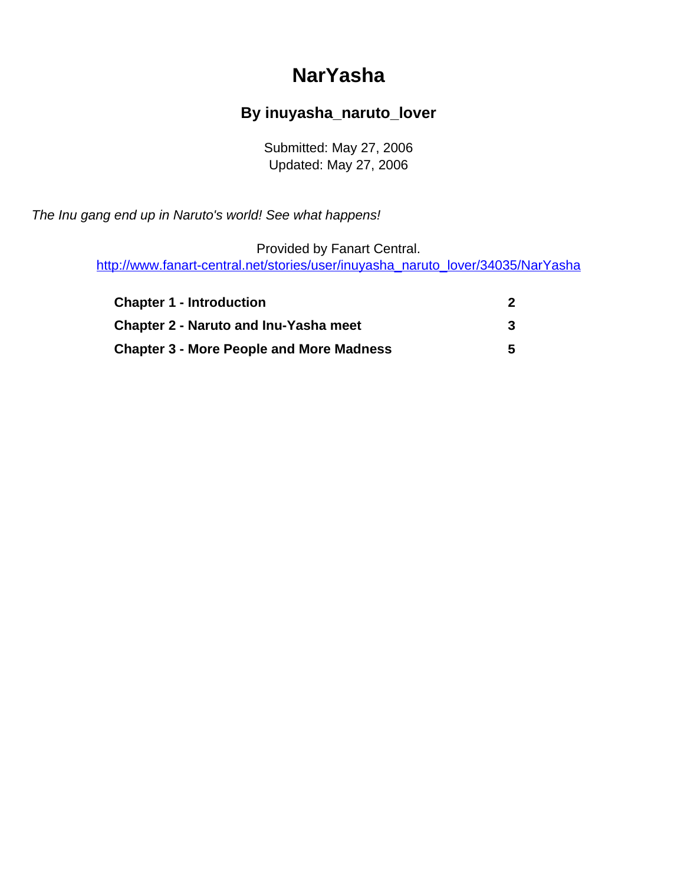# NarYasha

## By inuyasha_naruto_lover

Submitted: May 27, 2006
Updated: May 27, 2006

*The Inu gang end up in Naruto's world! See what happens!*

Provided by Fanart Central.
http://www.fanart-central.net/stories/user/inuyasha_naruto_lover/34035/NarYasha

| | |
|---|---|
| **Chapter 1 - Introduction** | **2** |
| **Chapter 2 - Naruto and Inu-Yasha meet** | **3** |
| **Chapter 3 - More People and More Madness** | **5** |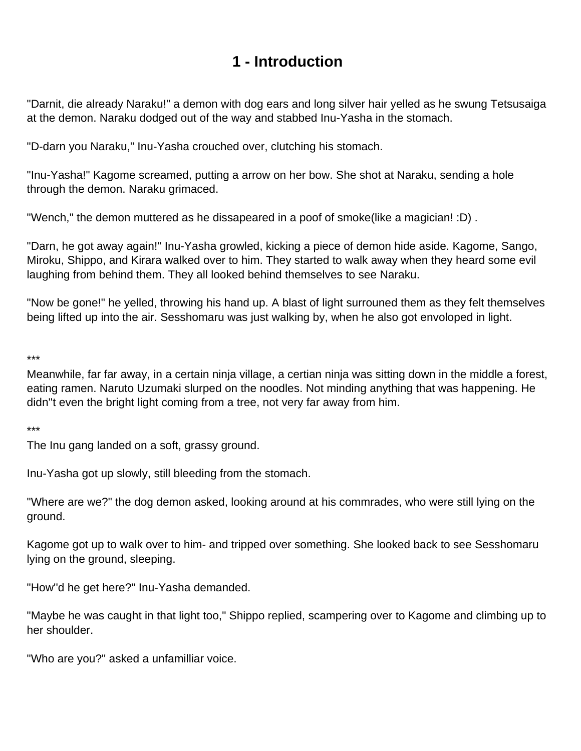# 1 - Introduction

"Darnit, die already Naraku!" a demon with dog ears and long silver hair yelled as he swung Tetsusaiga at the demon. Naraku dodged out of the way and stabbed Inu-Yasha in the stomach.

"D-darn you Naraku," Inu-Yasha crouched over, clutching his stomach.

"Inu-Yasha!" Kagome screamed, putting a arrow on her bow. She shot at Naraku, sending a hole through the demon. Naraku grimaced.

"Wench," the demon muttered as he dissapeared in a poof of smoke(like a magician! :D) .

"Darn, he got away again!" Inu-Yasha growled, kicking a piece of demon hide aside. Kagome, Sango, Miroku, Shippo, and Kirara walked over to him. They started to walk away when they heard some evil laughing from behind them. They all looked behind themselves to see Naraku.

"Now be gone!" he yelled, throwing his hand up. A blast of light surrouned them as they felt themselves being lifted up into the air. Sesshomaru was just walking by, when he also got envoloped in light.

***

Meanwhile, far far away, in a certain ninja village, a certian ninja was sitting down in the middle a forest, eating ramen. Naruto Uzumaki slurped on the noodles. Not minding anything that was happening. He didn''t even the bright light coming from a tree, not very far away from him.

***

The Inu gang landed on a soft, grassy ground.

Inu-Yasha got up slowly, still bleeding from the stomach.

"Where are we?" the dog demon asked, looking around at his commrades, who were still lying on the ground.

Kagome got up to walk over to him- and tripped over something. She looked back to see Sesshomaru lying on the ground, sleeping.

"How''d he get here?" Inu-Yasha demanded.

"Maybe he was caught in that light too," Shippo replied, scampering over to Kagome and climbing up to her shoulder.

"Who are you?" asked a unfamilliar voice.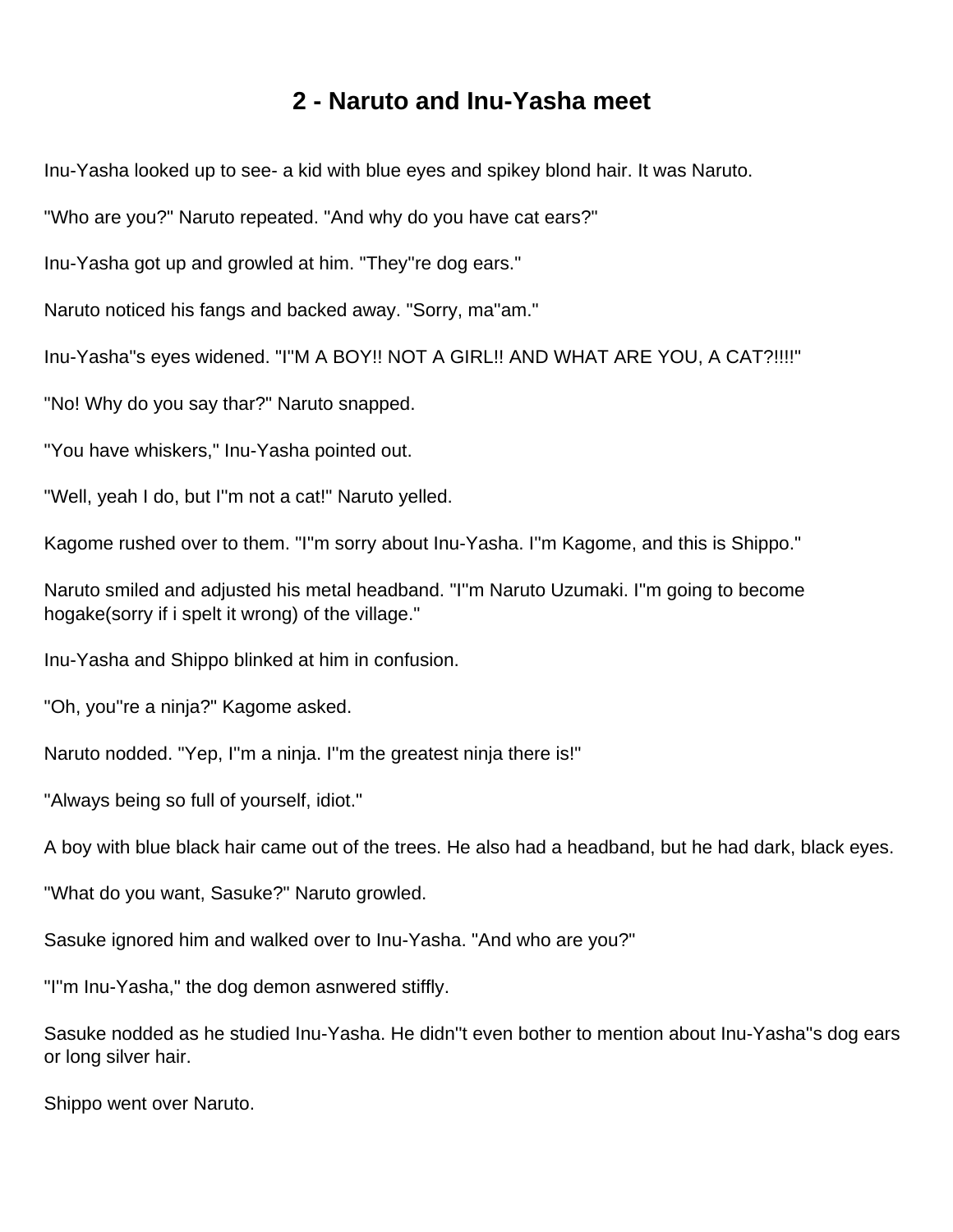# 2 - Naruto and Inu-Yasha meet

Inu-Yasha looked up to see- a kid with blue eyes and spikey blond hair. It was Naruto.

"Who are you?" Naruto repeated. "And why do you have cat ears?"

Inu-Yasha got up and growled at him. "They''re dog ears."

Naruto noticed his fangs and backed away. "Sorry, ma''am."

Inu-Yasha''s eyes widened. "I''M A BOY!! NOT A GIRL!! AND WHAT ARE YOU, A CAT?!!!!"

"No! Why do you say thar?" Naruto snapped.

"You have whiskers," Inu-Yasha pointed out.

"Well, yeah I do, but I''m not a cat!" Naruto yelled.

Kagome rushed over to them. "I''m sorry about Inu-Yasha. I''m Kagome, and this is Shippo."

Naruto smiled and adjusted his metal headband. "I''m Naruto Uzumaki. I''m going to become hogake(sorry if i spelt it wrong) of the village."

Inu-Yasha and Shippo blinked at him in confusion.

"Oh, you''re a ninja?" Kagome asked.

Naruto nodded. "Yep, I''m a ninja. I''m the greatest ninja there is!"

"Always being so full of yourself, idiot."

A boy with blue black hair came out of the trees. He also had a headband, but he had dark, black eyes.

"What do you want, Sasuke?" Naruto growled.

Sasuke ignored him and walked over to Inu-Yasha. "And who are you?"

"I''m Inu-Yasha," the dog demon asnwered stiffly.

Sasuke nodded as he studied Inu-Yasha. He didn''t even bother to mention about Inu-Yasha''s dog ears or long silver hair.

Shippo went over Naruto.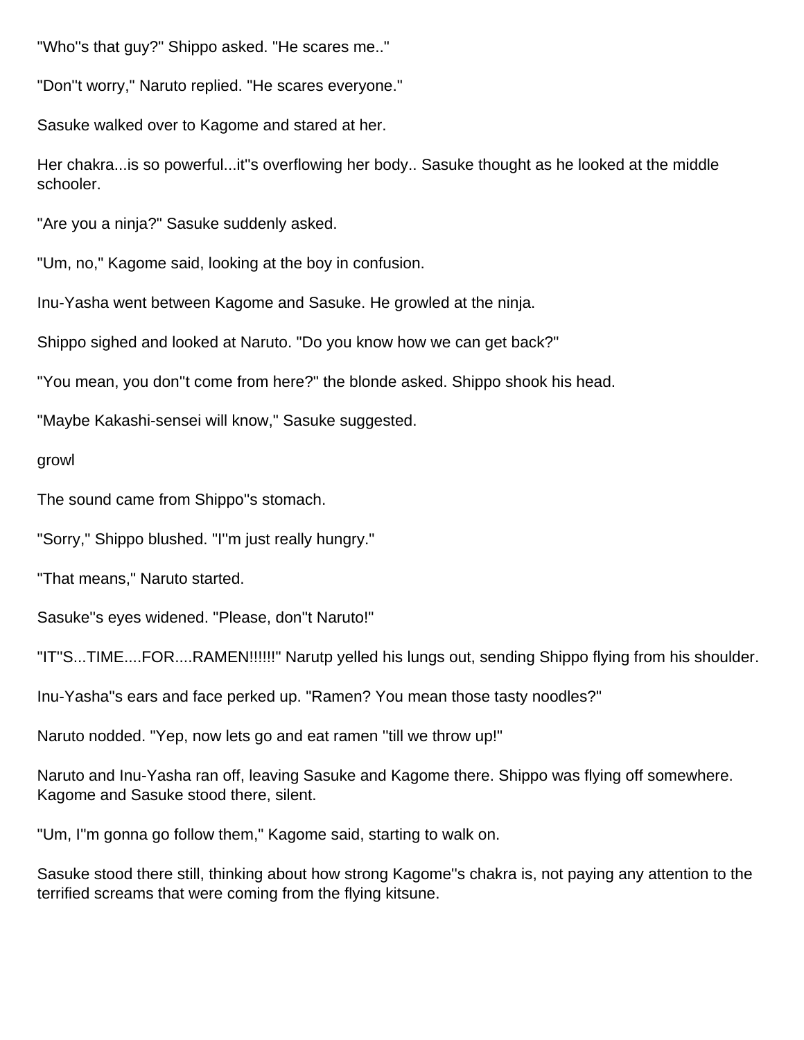"Who''s that guy?" Shippo asked. "He scares me.."

"Don''t worry," Naruto replied. "He scares everyone."

Sasuke walked over to Kagome and stared at her.

Her chakra...is so powerful...it''s overflowing her body.. Sasuke thought as he looked at the middle schooler.

"Are you a ninja?" Sasuke suddenly asked.

"Um, no," Kagome said, looking at the boy in confusion.

Inu-Yasha went between Kagome and Sasuke. He growled at the ninja.

Shippo sighed and looked at Naruto. "Do you know how we can get back?"

"You mean, you don''t come from here?" the blonde asked. Shippo shook his head.

"Maybe Kakashi-sensei will know," Sasuke suggested.

growl

The sound came from Shippo''s stomach.

"Sorry," Shippo blushed. "I''m just really hungry."

"That means," Naruto started.

Sasuke''s eyes widened. "Please, don''t Naruto!"

"IT''S...TIME....FOR....RAMEN!!!!!!" Narutp yelled his lungs out, sending Shippo flying from his shoulder.

Inu-Yasha''s ears and face perked up. "Ramen? You mean those tasty noodles?"

Naruto nodded. "Yep, now lets go and eat ramen ''till we throw up!"

Naruto and Inu-Yasha ran off, leaving Sasuke and Kagome there. Shippo was flying off somewhere. Kagome and Sasuke stood there, silent.

"Um, I''m gonna go follow them," Kagome said, starting to walk on.

Sasuke stood there still, thinking about how strong Kagome''s chakra is, not paying any attention to the terrified screams that were coming from the flying kitsune.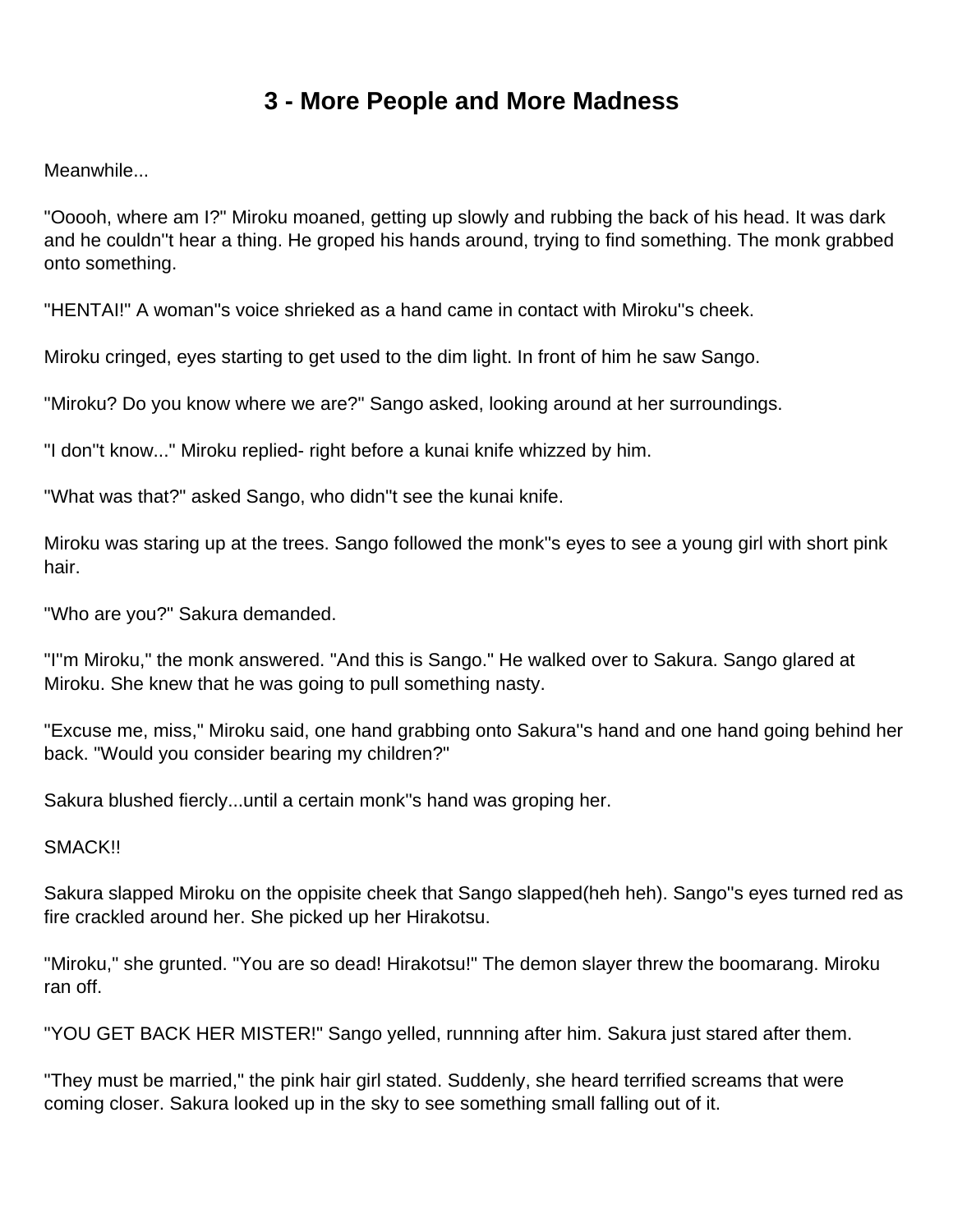# 3 - More People and More Madness

Meanwhile...

"Ooooh, where am I?" Miroku moaned, getting up slowly and rubbing the back of his head. It was dark and he couldn''t hear a thing. He groped his hands around, trying to find something. The monk grabbed onto something.

"HENTAI!" A woman''s voice shrieked as a hand came in contact with Miroku''s cheek.

Miroku cringed, eyes starting to get used to the dim light. In front of him he saw Sango.

"Miroku? Do you know where we are?" Sango asked, looking around at her surroundings.

"I don''t know..." Miroku replied- right before a kunai knife whizzed by him.

"What was that?" asked Sango, who didn''t see the kunai knife.

Miroku was staring up at the trees. Sango followed the monk''s eyes to see a young girl with short pink hair.

"Who are you?" Sakura demanded.

"I''m Miroku," the monk answered. "And this is Sango." He walked over to Sakura. Sango glared at Miroku. She knew that he was going to pull something nasty.

"Excuse me, miss," Miroku said, one hand grabbing onto Sakura''s hand and one hand going behind her back. "Would you consider bearing my children?"

Sakura blushed fiercly...until a certain monk''s hand was groping her.

SMACK!!

Sakura slapped Miroku on the oppisite cheek that Sango slapped(heh heh). Sango''s eyes turned red as fire crackled around her. She picked up her Hirakotsu.

"Miroku," she grunted. "You are so dead! Hirakotsu!" The demon slayer threw the boomarang. Miroku ran off.

"YOU GET BACK HER MISTER!" Sango yelled, runnning after him. Sakura just stared after them.

"They must be married," the pink hair girl stated. Suddenly, she heard terrified screams that were coming closer. Sakura looked up in the sky to see something small falling out of it.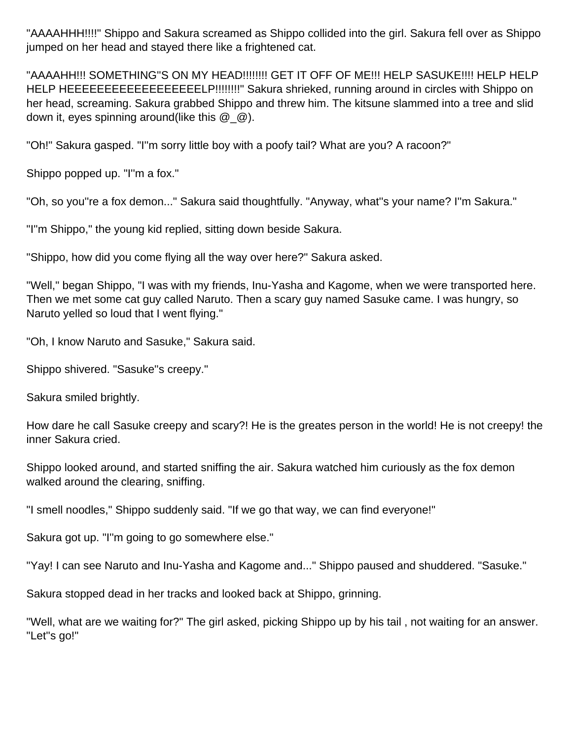"AAAAHHH!!!!" Shippo and Sakura screamed as Shippo collided into the girl. Sakura fell over as Shippo jumped on her head and stayed there like a frightened cat.

"AAAAHH!!! SOMETHING''S ON MY HEAD!!!!!!!! GET IT OFF OF ME!!! HELP SASUKE!!!! HELP HELP HELP HEEEEEEEEEEEEEEEEEEELP!!!!!!!!" Sakura shrieked, running around in circles with Shippo on her head, screaming. Sakura grabbed Shippo and threw him. The kitsune slammed into a tree and slid down it, eyes spinning around(like this @_@).

"Oh!" Sakura gasped. "I''m sorry little boy with a poofy tail? What are you? A racoon?"

Shippo popped up. "I''m a fox."

"Oh, so you''re a fox demon..." Sakura said thoughtfully. "Anyway, what''s your name? I''m Sakura."

"I''m Shippo," the young kid replied, sitting down beside Sakura.

"Shippo, how did you come flying all the way over here?" Sakura asked.

"Well," began Shippo, "I was with my friends, Inu-Yasha and Kagome, when we were transported here. Then we met some cat guy called Naruto. Then a scary guy named Sasuke came. I was hungry, so Naruto yelled so loud that I went flying."

"Oh, I know Naruto and Sasuke," Sakura said.

Shippo shivered. "Sasuke''s creepy."

Sakura smiled brightly.

How dare he call Sasuke creepy and scary?! He is the greates person in the world! He is not creepy! the inner Sakura cried.

Shippo looked around, and started sniffing the air. Sakura watched him curiously as the fox demon walked around the clearing, sniffing.

"I smell noodles," Shippo suddenly said. "If we go that way, we can find everyone!"

Sakura got up. "I''m going to go somewhere else."

"Yay! I can see Naruto and Inu-Yasha and Kagome and..." Shippo paused and shuddered. "Sasuke."

Sakura stopped dead in her tracks and looked back at Shippo, grinning.

"Well, what are we waiting for?" The girl asked, picking Shippo up by his tail , not waiting for an answer. "Let''s go!"